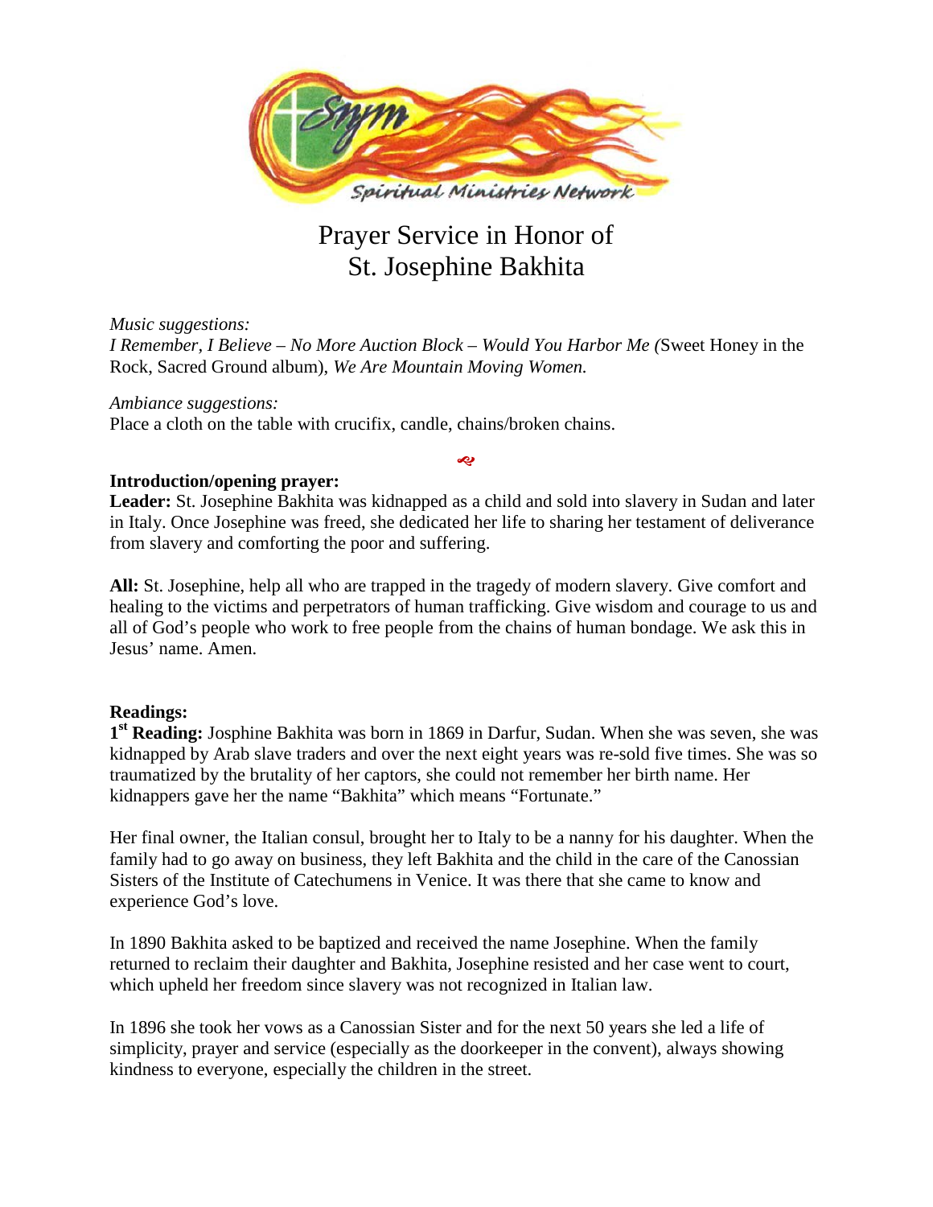Spiritual Ministries Network

# Prayer Service in Honor of St. Josephine Bakhita

*Music suggestions:*
*I Remember, I Believe – No More Auction Block – Would You Harbor Me (*Sweet Honey in the Rock, Sacred Ground album), *We Are Mountain Moving Women.*

*Ambiance suggestions:*
Place a cloth on the table with crucifix, candle, chains/broken chains.

**Introduction/opening prayer:**
**Leader:** St. Josephine Bakhita was kidnapped as a child and sold into slavery in Sudan and later in Italy. Once Josephine was freed, she dedicated her life to sharing her testament of deliverance from slavery and comforting the poor and suffering.

**All:** St. Josephine, help all who are trapped in the tragedy of modern slavery. Give comfort and healing to the victims and perpetrators of human trafficking. Give wisdom and courage to us and all of God's people who work to free people from the chains of human bondage. We ask this in Jesus' name. Amen.

**Readings:**
**1st Reading:** Josphine Bakhita was born in 1869 in Darfur, Sudan. When she was seven, she was kidnapped by Arab slave traders and over the next eight years was re-sold five times. She was so traumatized by the brutality of her captors, she could not remember her birth name. Her kidnappers gave her the name "Bakhita" which means "Fortunate."

Her final owner, the Italian consul, brought her to Italy to be a nanny for his daughter. When the family had to go away on business, they left Bakhita and the child in the care of the Canossian Sisters of the Institute of Catechumens in Venice. It was there that she came to know and experience God's love.

In 1890 Bakhita asked to be baptized and received the name Josephine. When the family returned to reclaim their daughter and Bakhita, Josephine resisted and her case went to court, which upheld her freedom since slavery was not recognized in Italian law.

In 1896 she took her vows as a Canossian Sister and for the next 50 years she led a life of simplicity, prayer and service (especially as the doorkeeper in the convent), always showing kindness to everyone, especially the children in the street.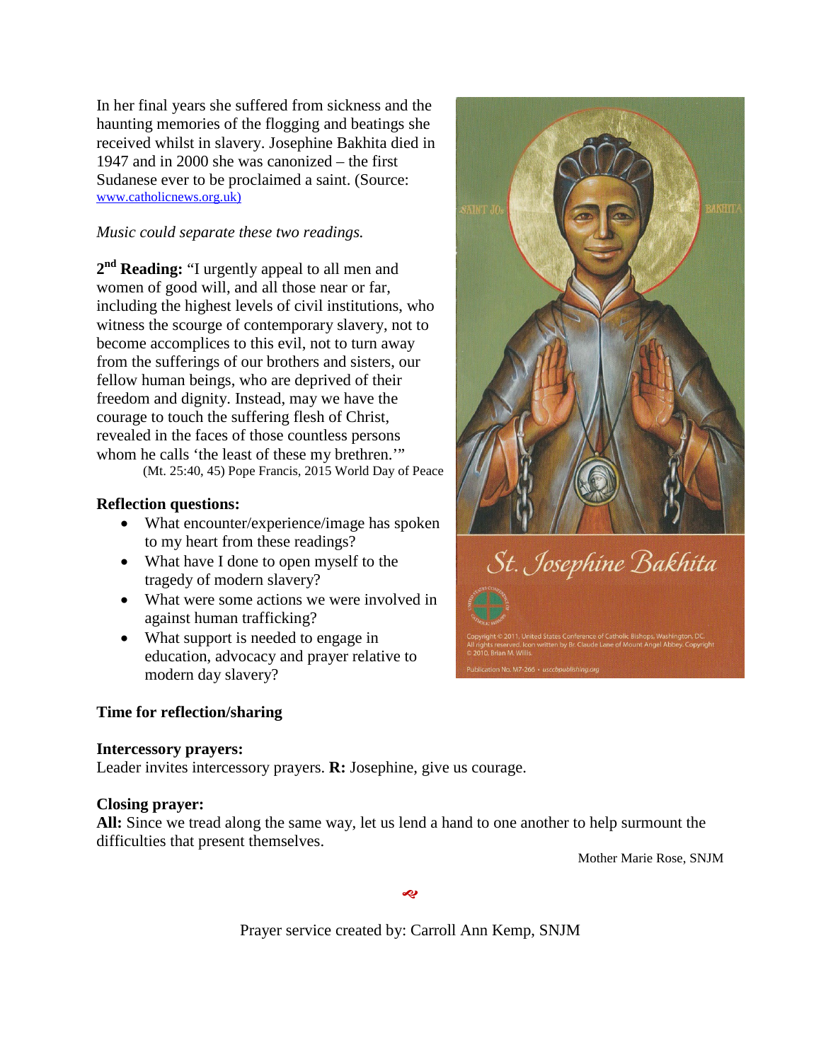In her final years she suffered from sickness and the haunting memories of the flogging and beatings she received whilst in slavery. Josephine Bakhita died in 1947 and in 2000 she was canonized – the first Sudanese ever to be proclaimed a saint. (Source: www.catholicnews.org.uk)

*Music could separate these two readings.*

**2nd Reading:** "I urgently appeal to all men and women of good will, and all those near or far, including the highest levels of civil institutions, who witness the scourge of contemporary slavery, not to become accomplices to this evil, not to turn away from the sufferings of our brothers and sisters, our fellow human beings, who are deprived of their freedom and dignity. Instead, may we have the courage to touch the suffering flesh of Christ, revealed in the faces of those countless persons whom he calls 'the least of these my brethren.'"
(Mt. 25:40, 45) Pope Francis, 2015 World Day of Peace

**Reflection questions:**

- What encounter/experience/image has spoken to my heart from these readings?
- What have I done to open myself to the tragedy of modern slavery?
- What were some actions we were involved in against human trafficking?
- What support is needed to engage in education, advocacy and prayer relative to modern day slavery?

St. Josephine Bakhita

Copyright © 2011, United States Conference of Catholic Bishops, Washington, DC. All rights reserved. Icon written by Br. Claude Lane of Mount Angel Abbey. Copyright © 2010, Brian M. Willis.
Publication No. M7-266 • usccbpublishing.org

**Time for reflection/sharing**

**Intercessory prayers:**
Leader invites intercessory prayers. **R:** Josephine, give us courage.

**Closing prayer:**
**All:** Since we tread along the same way, let us lend a hand to one another to help surmount the difficulties that present themselves.

Mother Marie Rose, SNJM

Prayer service created by: Carroll Ann Kemp, SNJM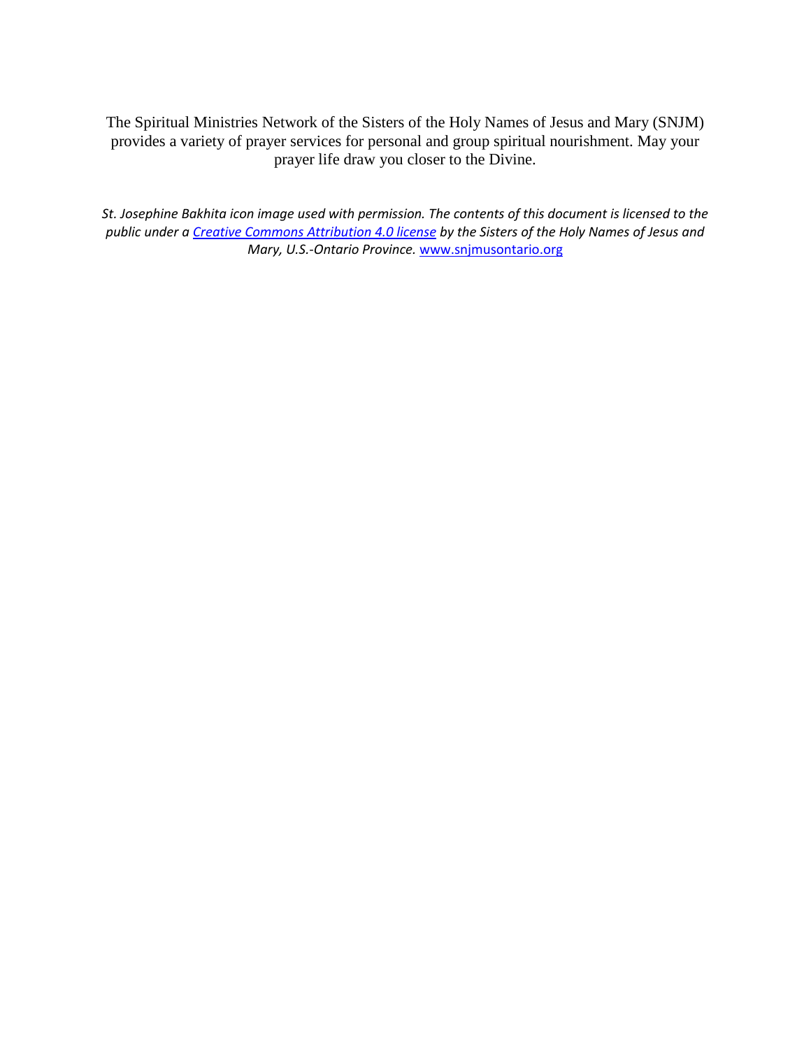The Spiritual Ministries Network of the Sisters of the Holy Names of Jesus and Mary (SNJM) provides a variety of prayer services for personal and group spiritual nourishment. May your prayer life draw you closer to the Divine.

*St. Josephine Bakhita icon image used with permission. The contents of this document is licensed to the public under a [Creative Commons Attribution 4.0 license](https://creativecommons.org/licenses/by/4.0/) by the Sisters of the Holy Names of Jesus and Mary, U.S.-Ontario Province.* [www.snjmusontario.org](http://www.snjmusontario.org)